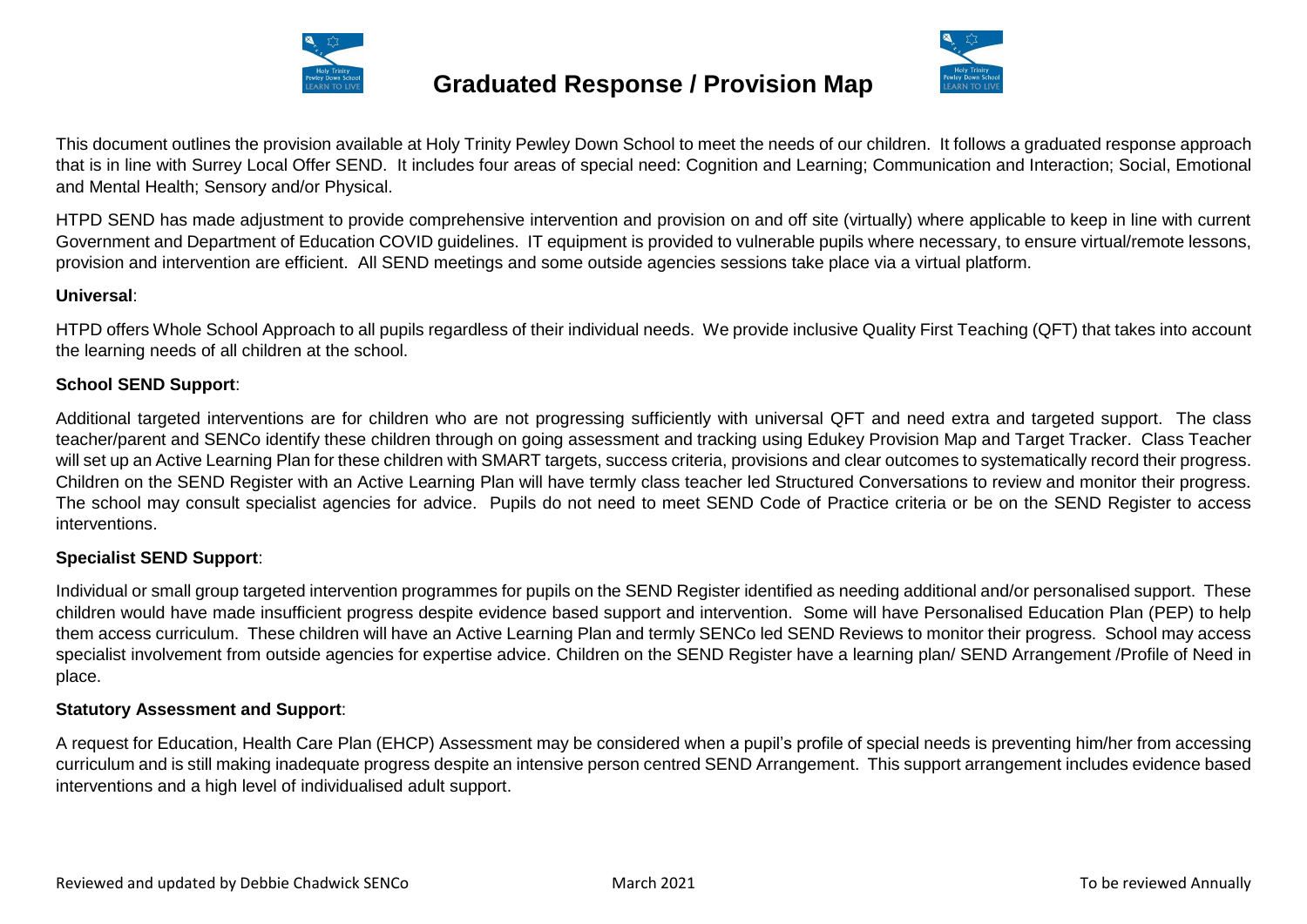# Graduated Response / Provision Map

This document outlines the provision available at Holy Trinity Pewley Down School to meet the needs of our children. It follows a graduated response approach that is in line with Surrey Local Offer SEND. It includes four areas of special need: Cognition and Learning; Communication and Interaction; Social, Emotional and Mental Health; Sensory and/or Physical.

HTPD SEND has made adjustment to provide comprehensive intervention and provision on and off site (virtually) where applicable to keep in line with current Government and Department of Education COVID guidelines. IT equipment is provided to vulnerable pupils where necessary, to ensure virtual/remote lessons, provision and intervention are efficient. All SEND meetings and some outside agencies sessions take place via a virtual platform.

**Universal**:

HTPD offers Whole School Approach to all pupils regardless of their individual needs. We provide inclusive Quality First Teaching (QFT) that takes into account the learning needs of all children at the school.

**School SEND Support**:

Additional targeted interventions are for children who are not progressing sufficiently with universal QFT and need extra and targeted support. The class teacher/parent and SENCo identify these children through on going assessment and tracking using Edukey Provision Map and Target Tracker. Class Teacher will set up an Active Learning Plan for these children with SMART targets, success criteria, provisions and clear outcomes to systematically record their progress. Children on the SEND Register with an Active Learning Plan will have termly class teacher led Structured Conversations to review and monitor their progress. The school may consult specialist agencies for advice. Pupils do not need to meet SEND Code of Practice criteria or be on the SEND Register to access interventions.

**Specialist SEND Support**:

Individual or small group targeted intervention programmes for pupils on the SEND Register identified as needing additional and/or personalised support. These children would have made insufficient progress despite evidence based support and intervention. Some will have Personalised Education Plan (PEP) to help them access curriculum. These children will have an Active Learning Plan and termly SENCo led SEND Reviews to monitor their progress. School may access specialist involvement from outside agencies for expertise advice. Children on the SEND Register have a learning plan/ SEND Arrangement /Profile of Need in place.

**Statutory Assessment and Support**:

A request for Education, Health Care Plan (EHCP) Assessment may be considered when a pupil's profile of special needs is preventing him/her from accessing curriculum and is still making inadequate progress despite an intensive person centred SEND Arrangement. This support arrangement includes evidence based interventions and a high level of individualised adult support.

Reviewed and updated by Debbie Chadwick SENCo    March 2021    To be reviewed Annually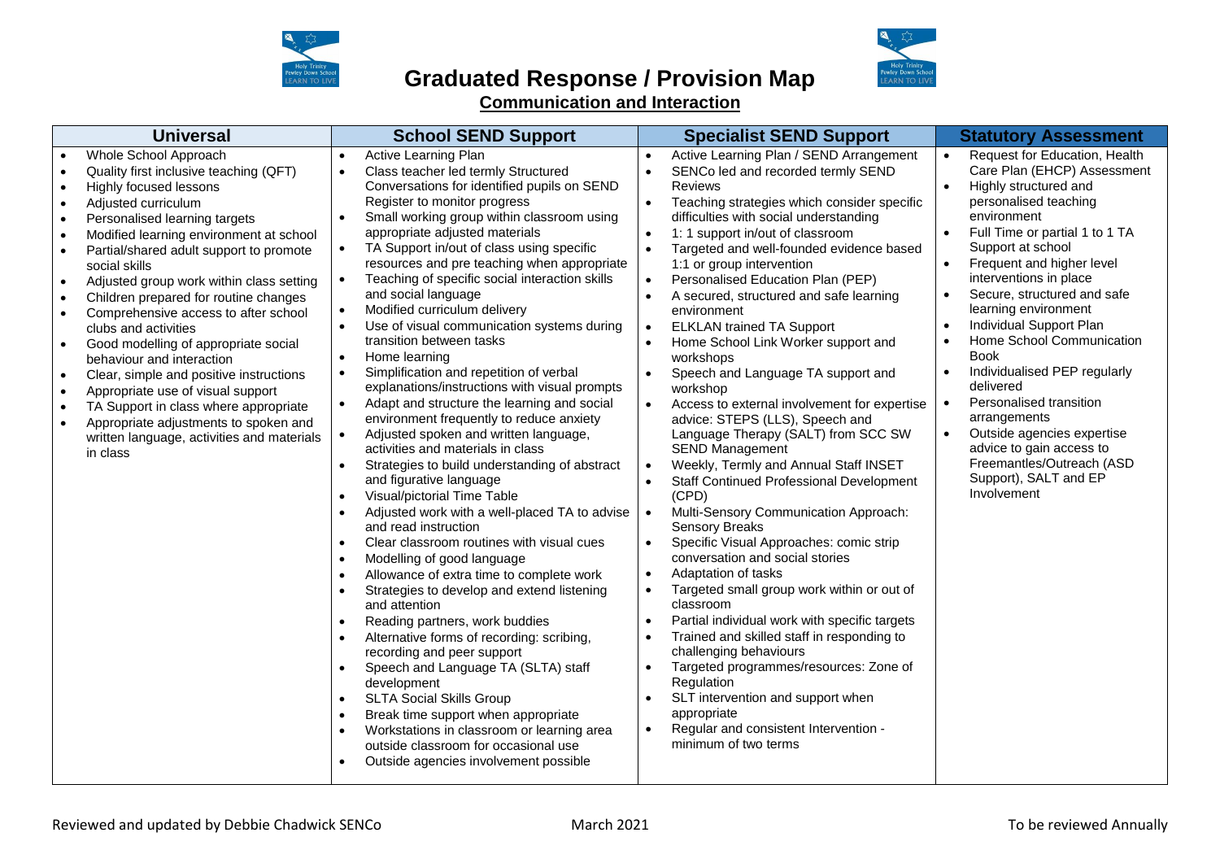# Graduated Response / Provision Map

## Communication and Interaction

| Universal | School SEND Support | Specialist SEND Support | Statutory Assessment |
| --- | --- | --- | --- |
| • Whole School Approach<br>• Quality first inclusive teaching (QFT)<br>• Highly focused lessons<br>• Adjusted curriculum<br>• Personalised learning targets<br>• Modified learning environment at school<br>• Partial/shared adult support to promote social skills<br>• Adjusted group work within class setting<br>• Children prepared for routine changes<br>• Comprehensive access to after school clubs and activities<br>• Good modelling of appropriate social behaviour and interaction<br>• Clear, simple and positive instructions<br>• Appropriate use of visual support<br>• TA Support in class where appropriate<br>• Appropriate adjustments to spoken and written language, activities and materials in class | • Active Learning Plan<br>• Class teacher led termly Structured Conversations for identified pupils on SEND Register to monitor progress<br>• Small working group within classroom using appropriate adjusted materials<br>• TA Support in/out of class using specific resources and pre teaching when appropriate<br>• Teaching of specific social interaction skills and social language<br>• Modified curriculum delivery<br>• Use of visual communication systems during transition between tasks<br>• Home learning<br>• Simplification and repetition of verbal explanations/instructions with visual prompts<br>• Adapt and structure the learning and social environment frequently to reduce anxiety<br>• Adjusted spoken and written language, activities and materials in class<br>• Strategies to build understanding of abstract and figurative language<br>• Visual/pictorial Time Table<br>• Adjusted work with a well-placed TA to advise and read instruction<br>• Clear classroom routines with visual cues<br>• Modelling of good language<br>• Allowance of extra time to complete work<br>• Strategies to develop and extend listening and attention<br>• Reading partners, work buddies<br>• Alternative forms of recording: scribing, recording and peer support<br>• Speech and Language TA (SLTA) staff development<br>• SLTA Social Skills Group<br>• Break time support when appropriate<br>• Workstations in classroom or learning area outside classroom for occasional use<br>• Outside agencies involvement possible | • Active Learning Plan / SEND Arrangement<br>• SENCo led and recorded termly SEND Reviews<br>• Teaching strategies which consider specific difficulties with social understanding<br>• 1: 1 support in/out of classroom<br>• Targeted and well-founded evidence based 1:1 or group intervention<br>• Personalised Education Plan (PEP)<br>• A secured, structured and safe learning environment<br>• ELKLAN trained TA Support<br>• Home School Link Worker support and workshops<br>• Speech and Language TA support and workshop<br>• Access to external involvement for expertise advice: STEPS (LLS), Speech and Language Therapy (SALT) from SCC SW SEND Management<br>• Weekly, Termly and Annual Staff INSET<br>• Staff Continued Professional Development (CPD)<br>• Multi-Sensory Communication Approach: Sensory Breaks<br>• Specific Visual Approaches: comic strip conversation and social stories<br>• Adaptation of tasks<br>• Targeted small group work within or out of classroom<br>• Partial individual work with specific targets<br>• Trained and skilled staff in responding to challenging behaviours<br>• Targeted programmes/resources: Zone of Regulation<br>• SLT intervention and support when appropriate<br>• Regular and consistent Intervention - minimum of two terms | • Request for Education, Health Care Plan (EHCP) Assessment<br>• Highly structured and personalised teaching environment<br>• Full Time or partial 1 to 1 TA Support at school<br>• Frequent and higher level interventions in place<br>• Secure, structured and safe learning environment<br>• Individual Support Plan<br>• Home School Communication Book<br>• Individualised PEP regularly delivered<br>• Personalised transition arrangements<br>• Outside agencies expertise advice to gain access to Freemantles/Outreach (ASD Support), SALT and EP Involvement |

Reviewed and updated by Debbie Chadwick SENCo — March 2021 — To be reviewed Annually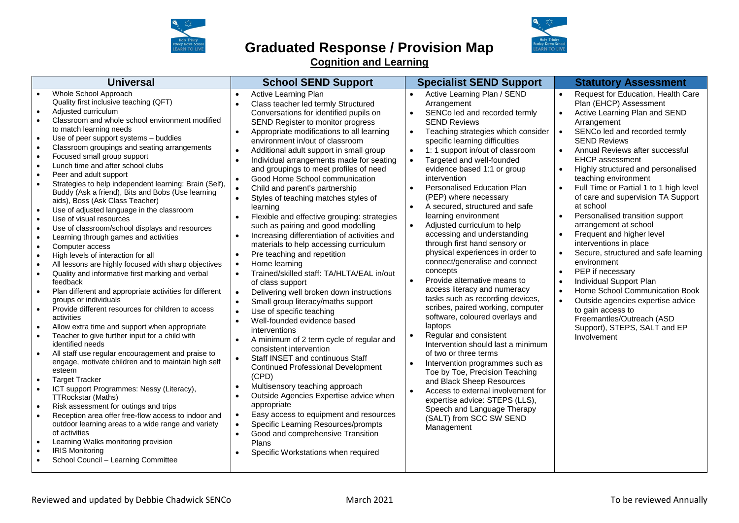# Graduated Response / Provision Map

## Cognition and Learning

| Universal | School SEND Support | Specialist SEND Support | Statutory Assessment |
| --- | --- | --- | --- |
| • Whole School Approach<br>Quality first inclusive teaching (QFT)<br>• Adjusted curriculum<br>• Classroom and whole school environment modified to match learning needs<br>• Use of peer support systems – buddies<br>• Classroom groupings and seating arrangements<br>• Focused small group support<br>• Lunch time and after school clubs<br>• Peer and adult support<br>• Strategies to help independent learning: Brain (Self), Buddy (Ask a friend), Bits and Bobs (Use learning aids), Boss (Ask Class Teacher)<br>• Use of adjusted language in the classroom<br>• Use of visual resources<br>• Use of classroom/school displays and resources<br>• Learning through games and activities<br>• Computer access<br>• High levels of interaction for all<br>• All lessons are highly focused with sharp objectives<br>• Quality and informative first marking and verbal feedback<br>• Plan different and appropriate activities for different groups or individuals<br>• Provide different resources for children to access activities<br>• Allow extra time and support when appropriate<br>• Teacher to give further input for a child with identified needs<br>• All staff use regular encouragement and praise to engage, motivate children and to maintain high self esteem<br>• Target Tracker<br>• ICT support Programmes: Nessy (Literacy), TTRockstar (Maths)<br>• Risk assessment for outings and trips<br>• Reception area offer free-flow access to indoor and outdoor learning areas to a wide range and variety of activities<br>• Learning Walks monitoring provision<br>• IRIS Monitoring<br>• School Council – Learning Committee | • Active Learning Plan<br>• Class teacher led termly Structured Conversations for identified pupils on SEND Register to monitor progress<br>• Appropriate modifications to all learning environment in/out of classroom<br>• Additional adult support in small group<br>• Individual arrangements made for seating and groupings to meet profiles of need<br>• Good Home School communication<br>• Child and parent's partnership<br>• Styles of teaching matches styles of learning<br>• Flexible and effective grouping: strategies such as pairing and good modelling<br>• Increasing differentiation of activities and materials to help accessing curriculum<br>• Pre teaching and repetition<br>• Home learning<br>• Trained/skilled staff: TA/HLTA/EAL in/out of class support<br>• Delivering well broken down instructions<br>• Small group literacy/maths support<br>• Use of specific teaching<br>• Well-founded evidence based interventions<br>• A minimum of 2 term cycle of regular and consistent intervention<br>• Staff INSET and continuous Staff Continued Professional Development (CPD)<br>• Multisensory teaching approach<br>• Outside Agencies Expertise advice when appropriate<br>• Easy access to equipment and resources<br>• Specific Learning Resources/prompts<br>• Good and comprehensive Transition Plans<br>• Specific Workstations when required | • Active Learning Plan / SEND Arrangement<br>• SENCo led and recorded termly SEND Reviews<br>• Teaching strategies which consider specific learning difficulties<br>• 1: 1 support in/out of classroom<br>• Targeted and well-founded evidence based 1:1 or group intervention<br>• Personalised Education Plan (PEP) where necessary<br>• A secured, structured and safe learning environment<br>• Adjusted curriculum to help accessing and understanding through first hand sensory or physical experiences in order to connect/generalise and connect concepts<br>• Provide alternative means to access literacy and numeracy tasks such as recording devices, scribes, paired working, computer software, coloured overlays and laptops<br>• Regular and consistent Intervention should last a minimum of two or three terms<br>• Intervention programmes such as Toe by Toe, Precision Teaching and Black Sheep Resources<br>• Access to external involvement for expertise advice: STEPS (LLS), Speech and Language Therapy (SALT) from SCC SW SEND Management | • Request for Education, Health Care Plan (EHCP) Assessment<br>• Active Learning Plan and SEND Arrangement<br>• SENCo led and recorded termly SEND Reviews<br>• Annual Reviews after successful EHCP assessment<br>• Highly structured and personalised teaching environment<br>• Full Time or Partial 1 to 1 high level of care and supervision TA Support at school<br>• Personalised transition support arrangement at school<br>• Frequent and higher level interventions in place<br>• Secure, structured and safe learning environment<br>• PEP if necessary<br>• Individual Support Plan<br>• Home School Communication Book<br>• Outside agencies expertise advice to gain access to Freemantles/Outreach (ASD Support), STEPS, SALT and EP Involvement |

Reviewed and updated by Debbie Chadwick SENCo — March 2021 — To be reviewed Annually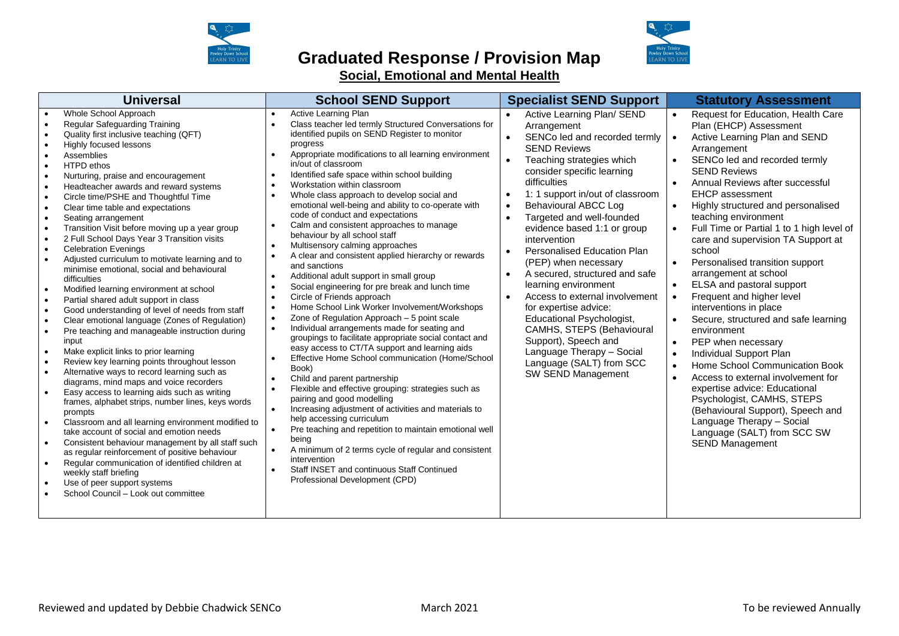# Graduated Response / Provision Map

## Social, Emotional and Mental Health

| Universal | School SEND Support | Specialist SEND Support | Statutory Assessment |
|---|---|---|---|
| • Whole School Approach<br>• Regular Safeguarding Training<br>• Quality first inclusive teaching (QFT)<br>• Highly focused lessons<br>• Assemblies<br>• HTPD ethos<br>• Nurturing, praise and encouragement<br>• Headteacher awards and reward systems<br>• Circle time/PSHE and Thoughtful Time<br>• Clear time table and expectations<br>• Seating arrangement<br>• Transition Visit before moving up a year group<br>• 2 Full School Days Year 3 Transition visits<br>• Celebration Evenings<br>• Adjusted curriculum to motivate learning and to minimise emotional, social and behavioural difficulties<br>• Modified learning environment at school<br>• Partial shared adult support in class<br>• Good understanding of level of needs from staff<br>• Clear emotional language (Zones of Regulation)<br>• Pre teaching and manageable instruction during input<br>• Make explicit links to prior learning<br>• Review key learning points throughout lesson<br>• Alternative ways to record learning such as diagrams, mind maps and voice recorders<br>• Easy access to learning aids such as writing frames, alphabet strips, number lines, keys words prompts<br>• Classroom and all learning environment modified to take account of social and emotion needs<br>• Consistent behaviour management by all staff such as regular reinforcement of positive behaviour<br>• Regular communication of identified children at weekly staff briefing<br>• Use of peer support systems<br>• School Council – Look out committee | • Active Learning Plan<br>• Class teacher led termly Structured Conversations for identified pupils on SEND Register to monitor progress<br>• Appropriate modifications to all learning environment in/out of classroom<br>• Identified safe space within school building<br>• Workstation within classroom<br>• Whole class approach to develop social and emotional well-being and ability to co-operate with code of conduct and expectations<br>• Calm and consistent approaches to manage behaviour by all school staff<br>• Multisensory calming approaches<br>• A clear and consistent applied hierarchy or rewards and sanctions<br>• Additional adult support in small group<br>• Social engineering for pre break and lunch time<br>• Circle of Friends approach<br>• Home School Link Worker Involvement/Workshops<br>• Zone of Regulation Approach – 5 point scale<br>• Individual arrangements made for seating and groupings to facilitate appropriate social contact and easy access to CT/TA support and learning aids<br>• Effective Home School communication (Home/School Book)<br>• Child and parent partnership<br>• Flexible and effective grouping: strategies such as pairing and good modelling<br>• Increasing adjustment of activities and materials to help accessing curriculum<br>• Pre teaching and repetition to maintain emotional well being<br>• A minimum of 2 terms cycle of regular and consistent intervention<br>• Staff INSET and continuous Staff Continued Professional Development (CPD) | • Active Learning Plan/ SEND Arrangement<br>• SENCo led and recorded termly SEND Reviews<br>• Teaching strategies which consider specific learning difficulties<br>• 1: 1 support in/out of classroom<br>• Behavioural ABCC Log<br>• Targeted and well-founded evidence based 1:1 or group intervention<br>• Personalised Education Plan (PEP) when necessary<br>• A secured, structured and safe learning environment<br>• Access to external involvement for expertise advice: Educational Psychologist, CAMHS, STEPS (Behavioural Support), Speech and Language Therapy – Social Language (SALT) from SCC SW SEND Management | • Request for Education, Health Care Plan (EHCP) Assessment<br>• Active Learning Plan and SEND Arrangement<br>• SENCo led and recorded termly SEND Reviews<br>• Annual Reviews after successful EHCP assessment<br>• Highly structured and personalised teaching environment<br>• Full Time or Partial 1 to 1 high level of care and supervision TA Support at school<br>• Personalised transition support arrangement at school<br>• ELSA and pastoral support<br>• Frequent and higher level interventions in place<br>• Secure, structured and safe learning environment<br>• PEP when necessary<br>• Individual Support Plan<br>• Home School Communication Book<br>• Access to external involvement for expertise advice: Educational Psychologist, CAMHS, STEPS (Behavioural Support), Speech and Language Therapy – Social Language (SALT) from SCC SW SEND Management |

Reviewed and updated by Debbie Chadwick SENCo — March 2021 — To be reviewed Annually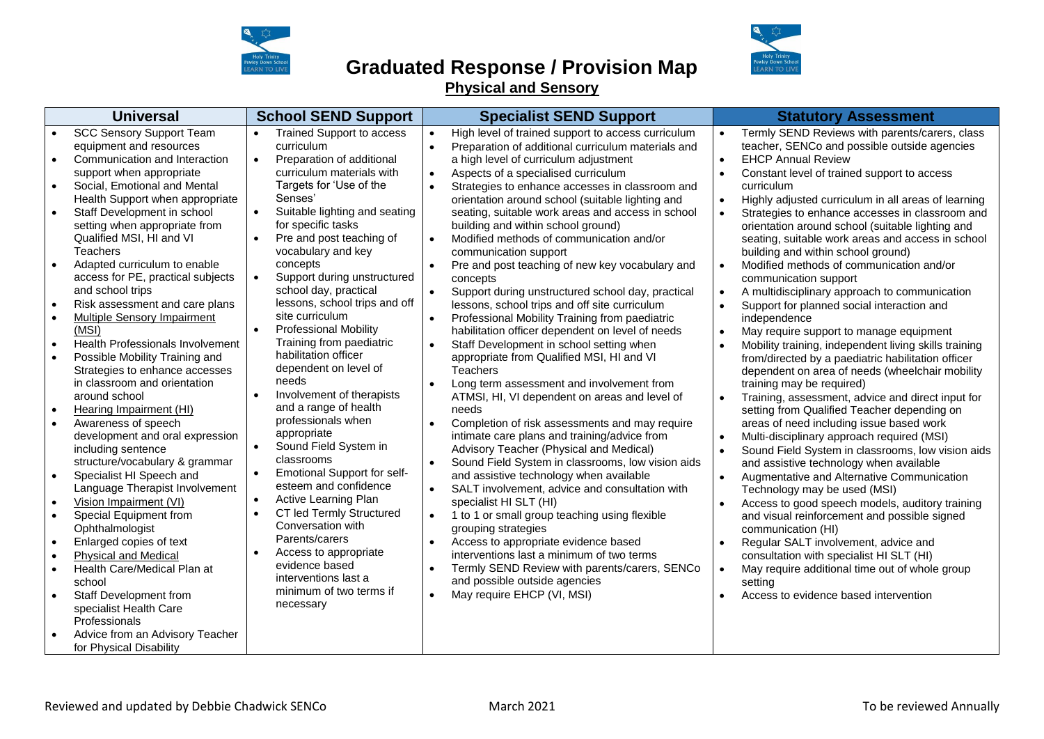# Graduated Response / Provision Map

## Physical and Sensory

| Universal | School SEND Support | Specialist SEND Support | Statutory Assessment |
|---|---|---|---|
| • SCC Sensory Support Team equipment and resources<br>• Communication and Interaction support when appropriate<br>• Social, Emotional and Mental Health Support when appropriate<br>• Staff Development in school setting when appropriate from Qualified MSI, HI and VI Teachers<br>• Adapted curriculum to enable access for PE, practical subjects and school trips<br>• Risk assessment and care plans<br>• Multiple Sensory Impairment (MSI)<br>• Health Professionals Involvement<br>• Possible Mobility Training and Strategies to enhance accesses in classroom and orientation around school<br>• Hearing Impairment (HI)<br>• Awareness of speech development and oral expression including sentence structure/vocabulary & grammar<br>• Specialist HI Speech and Language Therapist Involvement<br>• Vision Impairment (VI)<br>• Special Equipment from Ophthalmologist<br>• Enlarged copies of text<br>• Physical and Medical<br>• Health Care/Medical Plan at school<br>• Staff Development from specialist Health Care Professionals<br>• Advice from an Advisory Teacher for Physical Disability | • Trained Support to access curriculum<br>• Preparation of additional curriculum materials with Targets for 'Use of the Senses'<br>• Suitable lighting and seating for specific tasks<br>• Pre and post teaching of vocabulary and key concepts<br>• Support during unstructured school day, practical lessons, school trips and off site curriculum<br>• Professional Mobility Training from paediatric habilitation officer dependent on level of needs<br>• Involvement of therapists and a range of health professionals when appropriate<br>• Sound Field System in classrooms<br>• Emotional Support for self-esteem and confidence<br>• Active Learning Plan<br>• CT led Termly Structured Conversation with Parents/carers<br>• Access to appropriate evidence based interventions last a minimum of two terms if necessary | • High level of trained support to access curriculum<br>• Preparation of additional curriculum materials and a high level of curriculum adjustment<br>• Aspects of a specialised curriculum<br>• Strategies to enhance accesses in classroom and orientation around school (suitable lighting and seating, suitable work areas and access in school building and within school ground)<br>• Modified methods of communication and/or communication support<br>• Pre and post teaching of new key vocabulary and concepts<br>• Support during unstructured school day, practical lessons, school trips and off site curriculum<br>• Professional Mobility Training from paediatric habilitation officer dependent on level of needs<br>• Staff Development in school setting when appropriate from Qualified MSI, HI and VI Teachers<br>• Long term assessment and involvement from ATMSI, HI, VI dependent on areas and level of needs<br>• Completion of risk assessments and may require intimate care plans and training/advice from Advisory Teacher (Physical and Medical)<br>• Sound Field System in classrooms, low vision aids and assistive technology when available<br>• SALT involvement, advice and consultation with specialist HI SLT (HI)<br>• 1 to 1 or small group teaching using flexible grouping strategies<br>• Access to appropriate evidence based interventions last a minimum of two terms<br>• Termly SEND Review with parents/carers, SENCo and possible outside agencies<br>• May require EHCP (VI, MSI) | • Termly SEND Reviews with parents/carers, class teacher, SENCo and possible outside agencies<br>• EHCP Annual Review<br>• Constant level of trained support to access curriculum<br>• Highly adjusted curriculum in all areas of learning<br>• Strategies to enhance accesses in classroom and orientation around school (suitable lighting and seating, suitable work areas and access in school building and within school ground)<br>• Modified methods of communication and/or communication support<br>• A multidisciplinary approach to communication<br>• Support for planned social interaction and independence<br>• May require support to manage equipment<br>• Mobility training, independent living skills training from/directed by a paediatric habilitation officer dependent on area of needs (wheelchair mobility training may be required)<br>• Training, assessment, advice and direct input for setting from Qualified Teacher depending on areas of need including issue based work<br>• Multi-disciplinary approach required (MSI)<br>• Sound Field System in classrooms, low vision aids and assistive technology when available<br>• Augmentative and Alternative Communication Technology may be used (MSI)<br>• Access to good speech models, auditory training and visual reinforcement and possible signed communication (HI)<br>• Regular SALT involvement, advice and consultation with specialist HI SLT (HI)<br>• May require additional time out of whole group setting<br>• Access to evidence based intervention |

Reviewed and updated by Debbie Chadwick SENCo — March 2021 — To be reviewed Annually